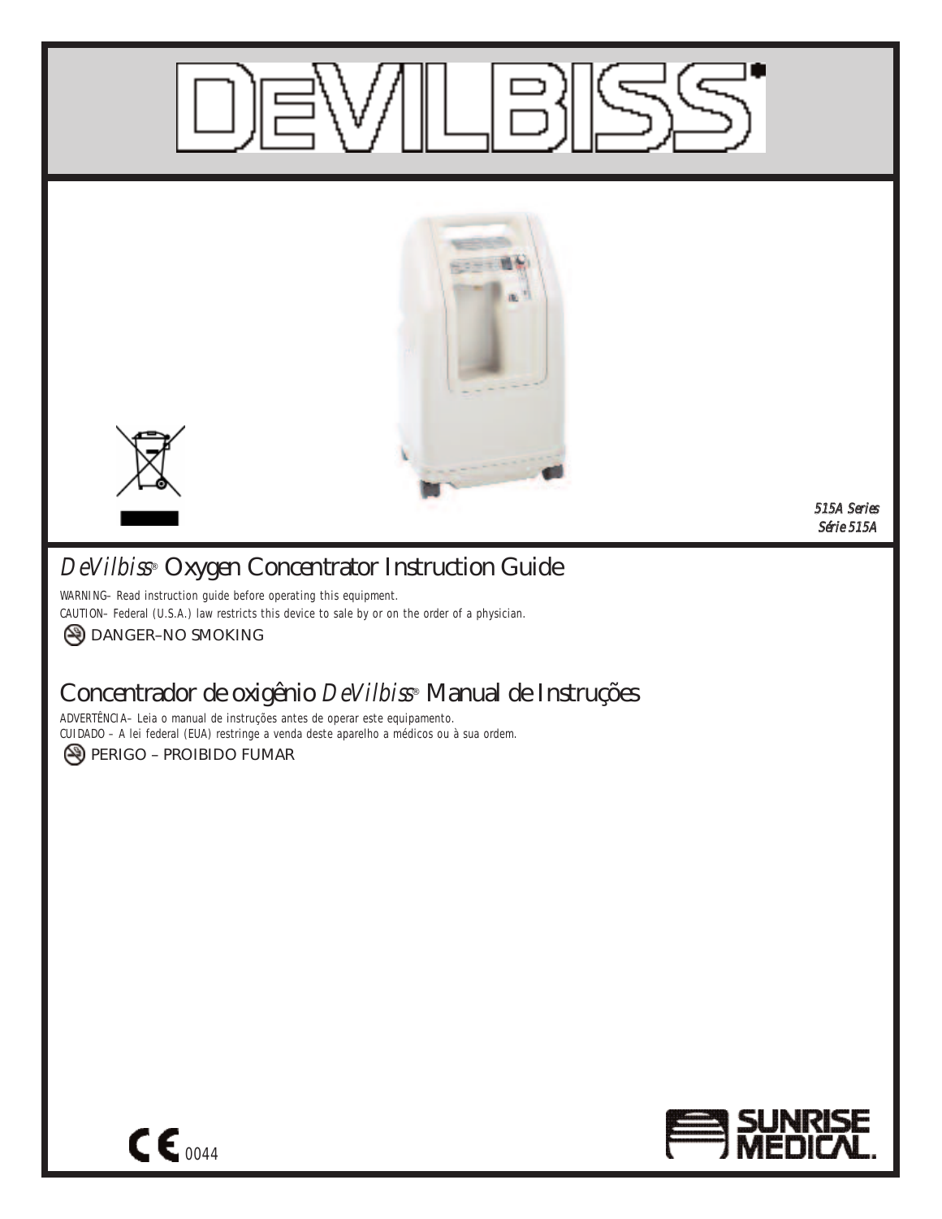# DeVilbiss®

*515A Series*
*Série 515A*

## *DeVilbiss®* Oxygen Concentrator Instruction Guide

WARNING– Read instruction guide before operating this equipment.

CAUTION– Federal (U.S.A.) law restricts this device to sale by or on the order of a physician.

DANGER–NO SMOKING

## Concentrador de oxigênio *DeVilbiss®* Manual de Instruções

ADVERTÊNCIA– Leia o manual de instruções antes de operar este equipamento.

CUIDADO – A lei federal (EUA) restringe a venda deste aparelho a médicos ou à sua ordem.

PERIGO – PROIBIDO FUMAR

CE 0044

SUNRISE MEDICAL.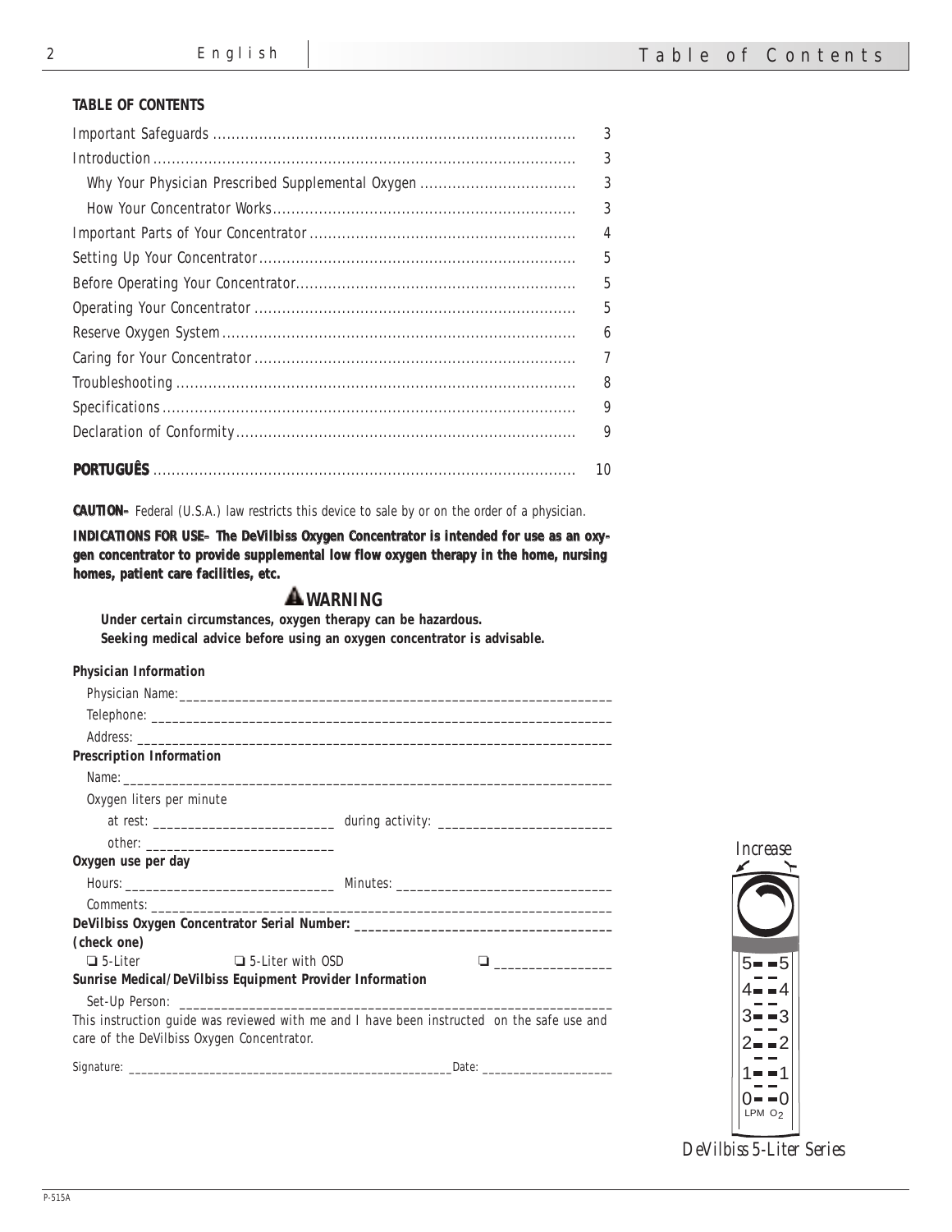**TABLE OF CONTENTS**

| | |
|---|---|
| Important Safeguards | 3 |
| Introduction | 3 |
| Why Your Physician Prescribed Supplemental Oxygen | 3 |
| How Your Concentrator Works | 3 |
| Important Parts of Your Concentrator | 4 |
| Setting Up Your Concentrator | 5 |
| Before Operating Your Concentrator | 5 |
| Operating Your Concentrator | 5 |
| Reserve Oxygen System | 6 |
| Caring for Your Concentrator | 7 |
| Troubleshooting | 8 |
| Specifications | 9 |
| Declaration of Conformity | 9 |
| **PORTUGUÊS** | 10 |

**CAUTION–** Federal (U.S.A.) law restricts this device to sale by or on the order of a physician.

**INDICATIONS FOR USE– The DeVilbiss Oxygen Concentrator is intended for use as an oxygen concentrator to provide supplemental low flow oxygen therapy in the home, nursing homes, patient care facilities, etc.**

## ⚠ WARNING

**Under certain circumstances, oxygen therapy can be hazardous.**
**Seeking medical advice before using an oxygen concentrator is advisable.**

**Physician Information**

Physician Name:_______________________________________________

Telephone: ___________________________________________________

Address: _____________________________________________________

**Prescription Information**

Name:_______________________________________________________

Oxygen liters per minute

at rest: ________________________ during activity: ________________________

other: __________________________

**Oxygen use per day**

Hours: ____________________________ Minutes: ____________________________

Comments: ___________________________________________________

**DeVilbiss Oxygen Concentrator Serial Number: ___________________________**

**(check one)**

❑ 5-Liter ❑ 5-Liter with OSD ❑ ________________

**Sunrise Medical/DeVilbiss Equipment Provider Information**

Set-Up Person: ________________________________________________

This instruction guide was reviewed with me and I have been instructed on the safe use and care of the DeVilbiss Oxygen Concentrator.

Signature: _______________________________________________Date: __________________

*Increase*

5 – 5
4 – 4
3 – 3
2 – 2
1 – 1
0 – 0
LPM $O_2$

*DeVilbiss 5-Liter Series*

P-515A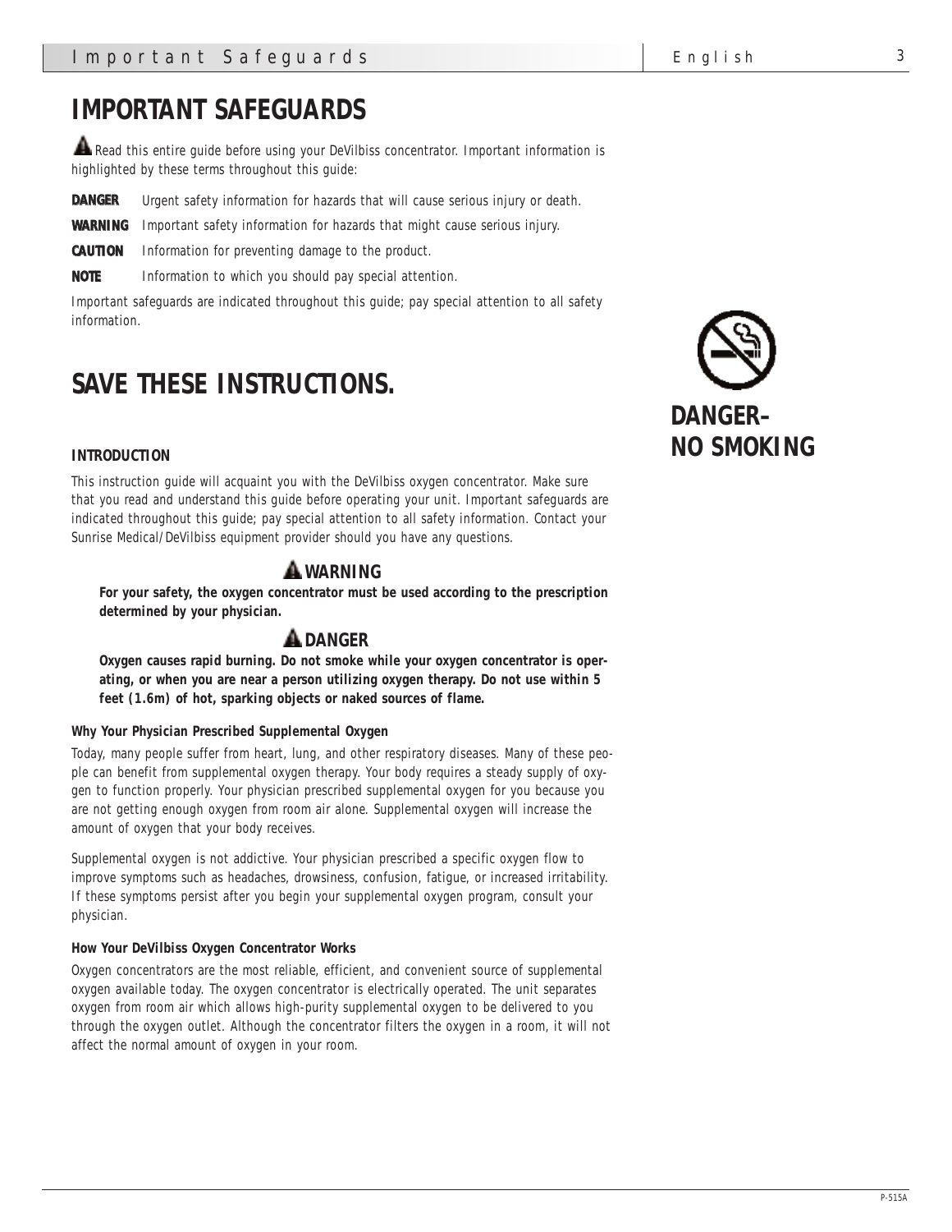# IMPORTANT SAFEGUARDS

Read this entire guide before using your DeVilbiss concentrator. Important information is highlighted by these terms throughout this guide:

**DANGER** Urgent safety information for hazards that will cause serious injury or death.

**WARNING** Important safety information for hazards that might cause serious injury.

**CAUTION** Information for preventing damage to the product.

**NOTE** Information to which you should pay special attention.

Important safeguards are indicated throughout this guide; pay special attention to all safety information.

# SAVE THESE INSTRUCTIONS.

**DANGER– NO SMOKING**

### INTRODUCTION

This instruction guide will acquaint you with the DeVilbiss oxygen concentrator. Make sure that you read and understand this guide before operating your unit. Important safeguards are indicated throughout this guide; pay special attention to all safety information. Contact your Sunrise Medical/DeVilbiss equipment provider should you have any questions.

**WARNING**

**For your safety, the oxygen concentrator must be used according to the prescription determined by your physician.**

**DANGER**

**Oxygen causes rapid burning. Do not smoke while your oxygen concentrator is operating, or when you are near a person utilizing oxygen therapy. Do not use within 5 feet (1.6m) of hot, sparking objects or naked sources of flame.**

#### Why Your Physician Prescribed Supplemental Oxygen

Today, many people suffer from heart, lung, and other respiratory diseases. Many of these people can benefit from supplemental oxygen therapy. Your body requires a steady supply of oxygen to function properly. Your physician prescribed supplemental oxygen for you because you are not getting enough oxygen from room air alone. Supplemental oxygen will increase the amount of oxygen that your body receives.

Supplemental oxygen is not addictive. Your physician prescribed a specific oxygen flow to improve symptoms such as headaches, drowsiness, confusion, fatigue, or increased irritability. If these symptoms persist after you begin your supplemental oxygen program, consult your physician.

#### How Your DeVilbiss Oxygen Concentrator Works

Oxygen concentrators are the most reliable, efficient, and convenient source of supplemental oxygen available today. The oxygen concentrator is electrically operated. The unit separates oxygen from room air which allows high-purity supplemental oxygen to be delivered to you through the oxygen outlet. Although the concentrator filters the oxygen in a room, it will not affect the normal amount of oxygen in your room.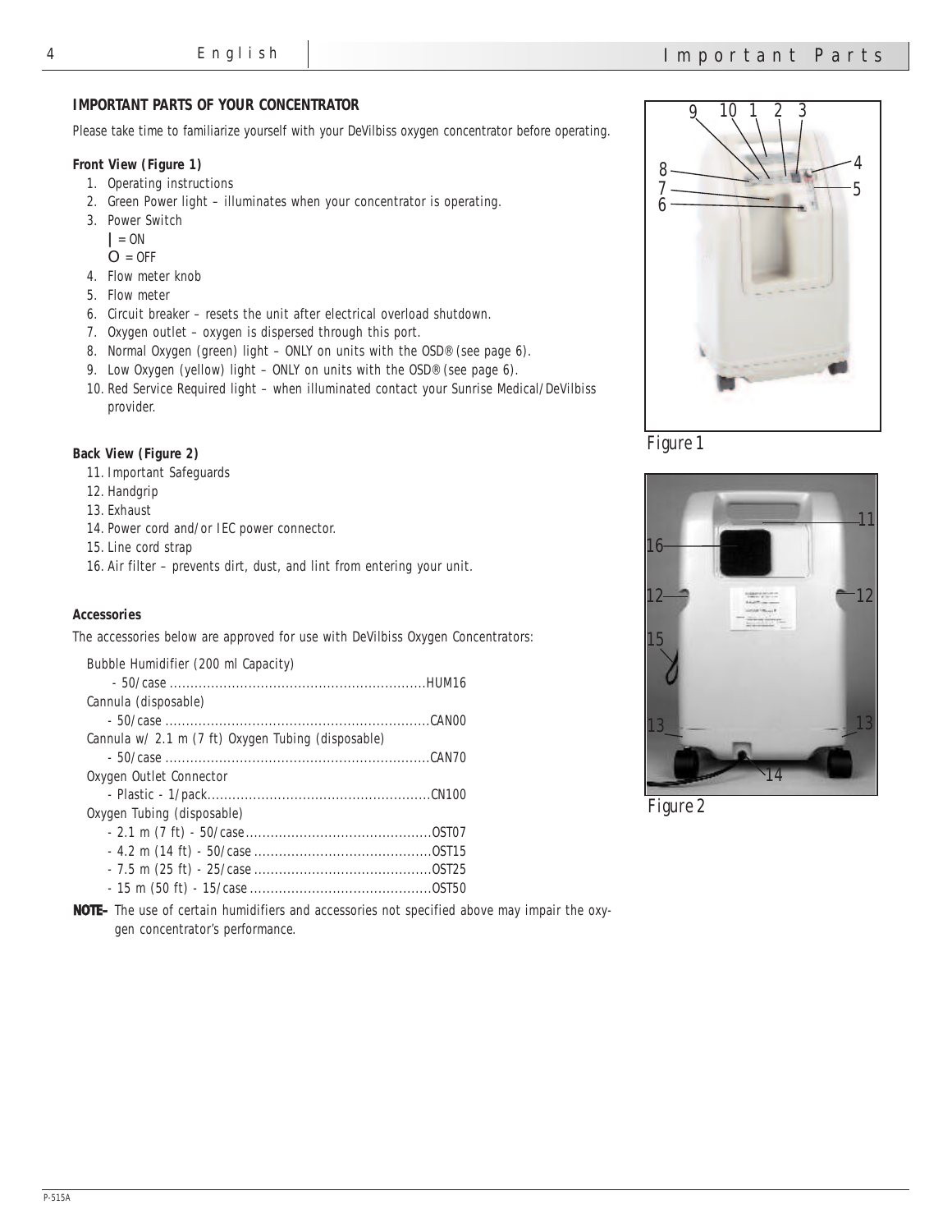## IMPORTANT PARTS OF YOUR CONCENTRATOR

Please take time to familiarize yourself with your DeVilbiss oxygen concentrator before operating.

**Front View (Figure 1)**

1. Operating instructions
2. Green Power light – illuminates when your concentrator is operating.
3. Power Switch
   **|** = ON
   O = OFF
4. Flow meter knob
5. Flow meter
6. Circuit breaker – resets the unit after electrical overload shutdown.
7. Oxygen outlet – oxygen is dispersed through this port.
8. Normal Oxygen (green) light – ONLY on units with the OSD® (see page 6).
9. Low Oxygen (yellow) light – ONLY on units with the OSD® (see page 6).
10. Red Service Required light – when illuminated contact your Sunrise Medical/DeVilbiss provider.

**Back View (Figure 2)**

11. Important Safeguards
12. Handgrip
13. Exhaust
14. Power cord and/or IEC power connector.
15. Line cord strap
16. Air filter – prevents dirt, dust, and lint from entering your unit.

**Accessories**

The accessories below are approved for use with DeVilbiss Oxygen Concentrators:

Bubble Humidifier (200 ml Capacity)
- 50/case ............................................................. HUM16

Cannula (disposable)
- 50/case ............................................................. CAN00

Cannula w/ 2.1 m (7 ft) Oxygen Tubing (disposable)
- 50/case ............................................................. CAN70

Oxygen Outlet Connector
- Plastic - 1/pack.................................................... CN100

Oxygen Tubing (disposable)
- 2.1 m (7 ft) - 50/case............................................ OST07
- 4.2 m (14 ft) - 50/case .......................................... OST15
- 7.5 m (25 ft) - 25/case .......................................... OST25
- 15 m (50 ft) - 15/case ........................................... OST50

**NOTE–** The use of certain humidifiers and accessories not specified above may impair the oxygen concentrator's performance.

Figure 1

Figure 2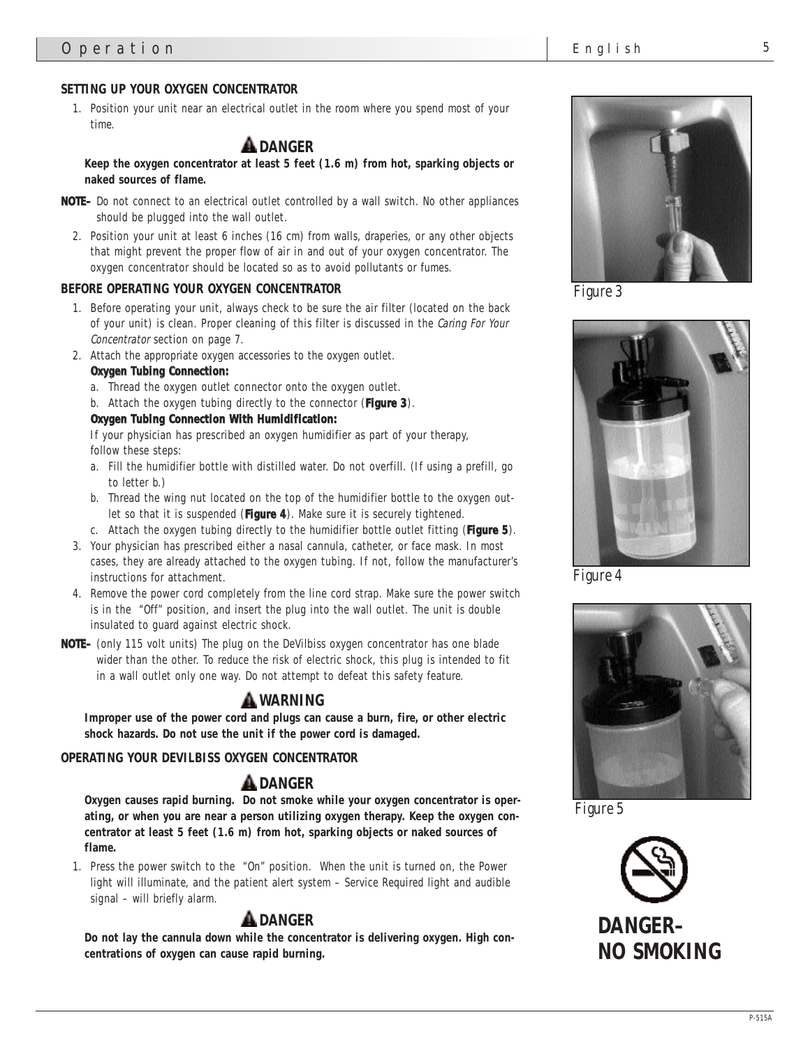## SETTING UP YOUR OXYGEN CONCENTRATOR

1. Position your unit near an electrical outlet in the room where you spend most of your time.

### ⚠ DANGER

**Keep the oxygen concentrator at least 5 feet (1.6 m) from hot, sparking objects or naked sources of flame.**

**NOTE–** Do not connect to an electrical outlet controlled by a wall switch. No other appliances should be plugged into the wall outlet.

2. Position your unit at least 6 inches (16 cm) from walls, draperies, or any other objects that might prevent the proper flow of air in and out of your oxygen concentrator. The oxygen concentrator should be located so as to avoid pollutants or fumes.

## BEFORE OPERATING YOUR OXYGEN CONCENTRATOR

1. Before operating your unit, always check to be sure the air filter (located on the back of your unit) is clean. Proper cleaning of this filter is discussed in the *Caring For Your Concentrator* section on page 7.
2. Attach the appropriate oxygen accessories to the oxygen outlet.

   **Oxygen Tubing Connection:**

   a. Thread the oxygen outlet connector onto the oxygen outlet.

   b. Attach the oxygen tubing directly to the connector (**Figure 3**).

   **Oxygen Tubing Connection With Humidification:**

   If your physician has prescribed an oxygen humidifier as part of your therapy, follow these steps:

   a. Fill the humidifier bottle with distilled water. Do not overfill. (If using a prefill, go to letter b.)

   b. Thread the wing nut located on the top of the humidifier bottle to the oxygen outlet so that it is suspended (**Figure 4**). Make sure it is securely tightened.

   c. Attach the oxygen tubing directly to the humidifier bottle outlet fitting (**Figure 5**).
3. Your physician has prescribed either a nasal cannula, catheter, or face mask. In most cases, they are already attached to the oxygen tubing. If not, follow the manufacturer's instructions for attachment.
4. Remove the power cord completely from the line cord strap. Make sure the power switch is in the "Off" position, and insert the plug into the wall outlet. The unit is double insulated to guard against electric shock.

**NOTE–** (only 115 volt units) The plug on the DeVilbiss oxygen concentrator has one blade wider than the other. To reduce the risk of electric shock, this plug is intended to fit in a wall outlet only one way. Do not attempt to defeat this safety feature.

### ⚠ WARNING

**Improper use of the power cord and plugs can cause a burn, fire, or other electric shock hazards. Do not use the unit if the power cord is damaged.**

## OPERATING YOUR DEVILBISS OXYGEN CONCENTRATOR

### ⚠ DANGER

**Oxygen causes rapid burning. Do not smoke while your oxygen concentrator is operating, or when you are near a person utilizing oxygen therapy. Keep the oxygen concentrator at least 5 feet (1.6 m) from hot, sparking objects or naked sources of flame.**

1. Press the power switch to the "On" position. When the unit is turned on, the Power light will illuminate, and the patient alert system – Service Required light and audible signal – will briefly alarm.

### ⚠ DANGER

**Do not lay the cannula down while the concentrator is delivering oxygen. High concentrations of oxygen can cause rapid burning.**

*Figure 3*

*Figure 4*

*Figure 5*

**DANGER– NO SMOKING**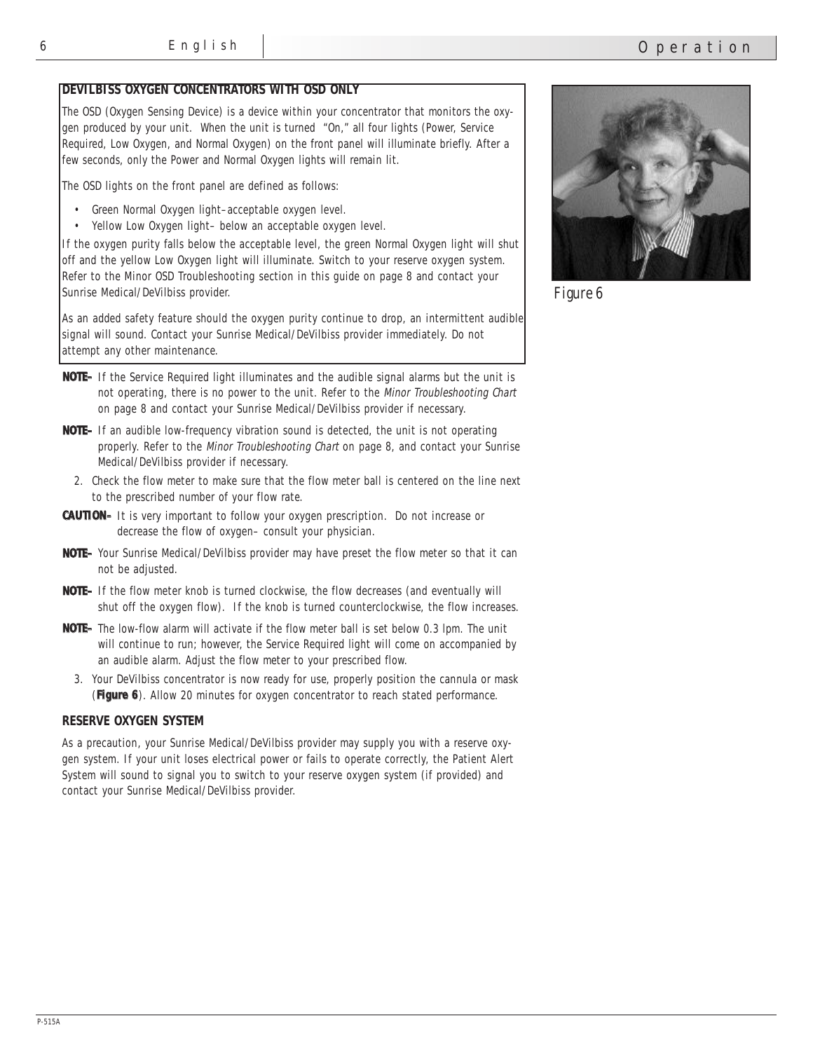**DEVILBISS OXYGEN CONCENTRATORS WITH OSD ONLY**

The OSD (Oxygen Sensing Device) is a device within your concentrator that monitors the oxygen produced by your unit. When the unit is turned "On," all four lights (Power, Service Required, Low Oxygen, and Normal Oxygen) on the front panel will illuminate briefly. After a few seconds, only the Power and Normal Oxygen lights will remain lit.

The OSD lights on the front panel are defined as follows:

- Green Normal Oxygen light–acceptable oxygen level.
- Yellow Low Oxygen light– below an acceptable oxygen level.

If the oxygen purity falls below the acceptable level, the green Normal Oxygen light will shut off and the yellow Low Oxygen light will illuminate. Switch to your reserve oxygen system. Refer to the Minor OSD Troubleshooting section in this guide on page 8 and contact your Sunrise Medical/DeVilbiss provider.

As an added safety feature should the oxygen purity continue to drop, an intermittent audible signal will sound. Contact your Sunrise Medical/DeVilbiss provider immediately. Do not attempt any other maintenance.

**NOTE–** If the Service Required light illuminates and the audible signal alarms but the unit is not operating, there is no power to the unit. Refer to the *Minor Troubleshooting Chart* on page 8 and contact your Sunrise Medical/DeVilbiss provider if necessary.

**NOTE–** If an audible low-frequency vibration sound is detected, the unit is not operating properly. Refer to the *Minor Troubleshooting Chart* on page 8, and contact your Sunrise Medical/DeVilbiss provider if necessary.

2. Check the flow meter to make sure that the flow meter ball is centered on the line next to the prescribed number of your flow rate.

**CAUTION–** It is very important to follow your oxygen prescription. Do not increase or decrease the flow of oxygen– consult your physician.

**NOTE–** Your Sunrise Medical/DeVilbiss provider may have preset the flow meter so that it can not be adjusted.

**NOTE–** If the flow meter knob is turned clockwise, the flow decreases (and eventually will shut off the oxygen flow). If the knob is turned counterclockwise, the flow increases.

**NOTE–** The low-flow alarm will activate if the flow meter ball is set below 0.3 lpm. The unit will continue to run; however, the Service Required light will come on accompanied by an audible alarm. Adjust the flow meter to your prescribed flow.

3. Your DeVilbiss concentrator is now ready for use, properly position the cannula or mask (**Figure 6**). Allow 20 minutes for oxygen concentrator to reach stated performance.

Figure 6

**RESERVE OXYGEN SYSTEM**

As a precaution, your Sunrise Medical/DeVilbiss provider may supply you with a reserve oxygen system. If your unit loses electrical power or fails to operate correctly, the Patient Alert System will sound to signal you to switch to your reserve oxygen system (if provided) and contact your Sunrise Medical/DeVilbiss provider.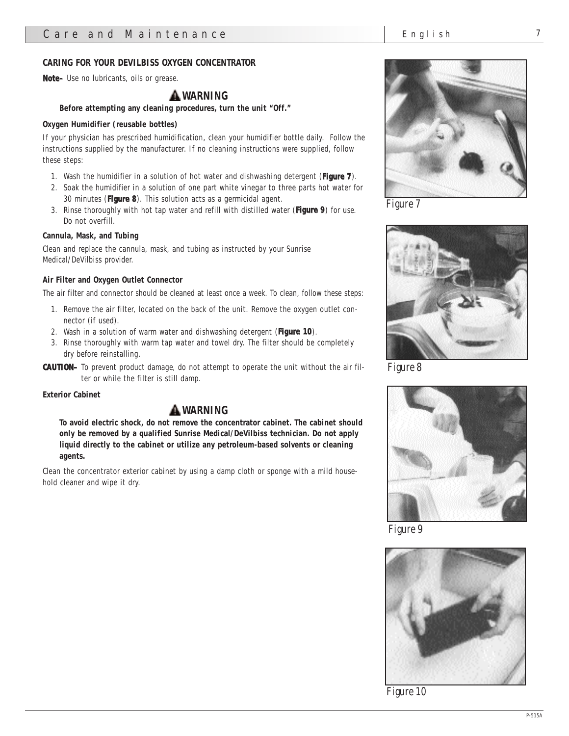## CARING FOR YOUR DEVILBISS OXYGEN CONCENTRATOR

**Note–** Use no lubricants, oils or grease.

### ⚠ WARNING

**Before attempting any cleaning procedures, turn the unit "Off."**

**Oxygen Humidifier (reusable bottles)**

If your physician has prescribed humidification, clean your humidifier bottle daily. Follow the instructions supplied by the manufacturer. If no cleaning instructions were supplied, follow these steps:

1. Wash the humidifier in a solution of hot water and dishwashing detergent (**Figure 7**).
2. Soak the humidifier in a solution of one part white vinegar to three parts hot water for 30 minutes (**Figure 8**). This solution acts as a germicidal agent.
3. Rinse thoroughly with hot tap water and refill with distilled water (**Figure 9**) for use. Do not overfill.

**Cannula, Mask, and Tubing**

Clean and replace the cannula, mask, and tubing as instructed by your Sunrise Medical/DeVilbiss provider.

**Air Filter and Oxygen Outlet Connector**

The air filter and connector should be cleaned at least once a week. To clean, follow these steps:

1. Remove the air filter, located on the back of the unit. Remove the oxygen outlet connector (if used).
2. Wash in a solution of warm water and dishwashing detergent (**Figure 10**).
3. Rinse thoroughly with warm tap water and towel dry. The filter should be completely dry before reinstalling.

**CAUTION–** To prevent product damage, do not attempt to operate the unit without the air filter or while the filter is still damp.

**Exterior Cabinet**

### ⚠ WARNING

**To avoid electric shock, do not remove the concentrator cabinet. The cabinet should only be removed by a qualified Sunrise Medical/DeVilbiss technician. Do not apply liquid directly to the cabinet or utilize any petroleum-based solvents or cleaning agents.**

Clean the concentrator exterior cabinet by using a damp cloth or sponge with a mild household cleaner and wipe it dry.

Figure 7

Figure 8

Figure 9

Figure 10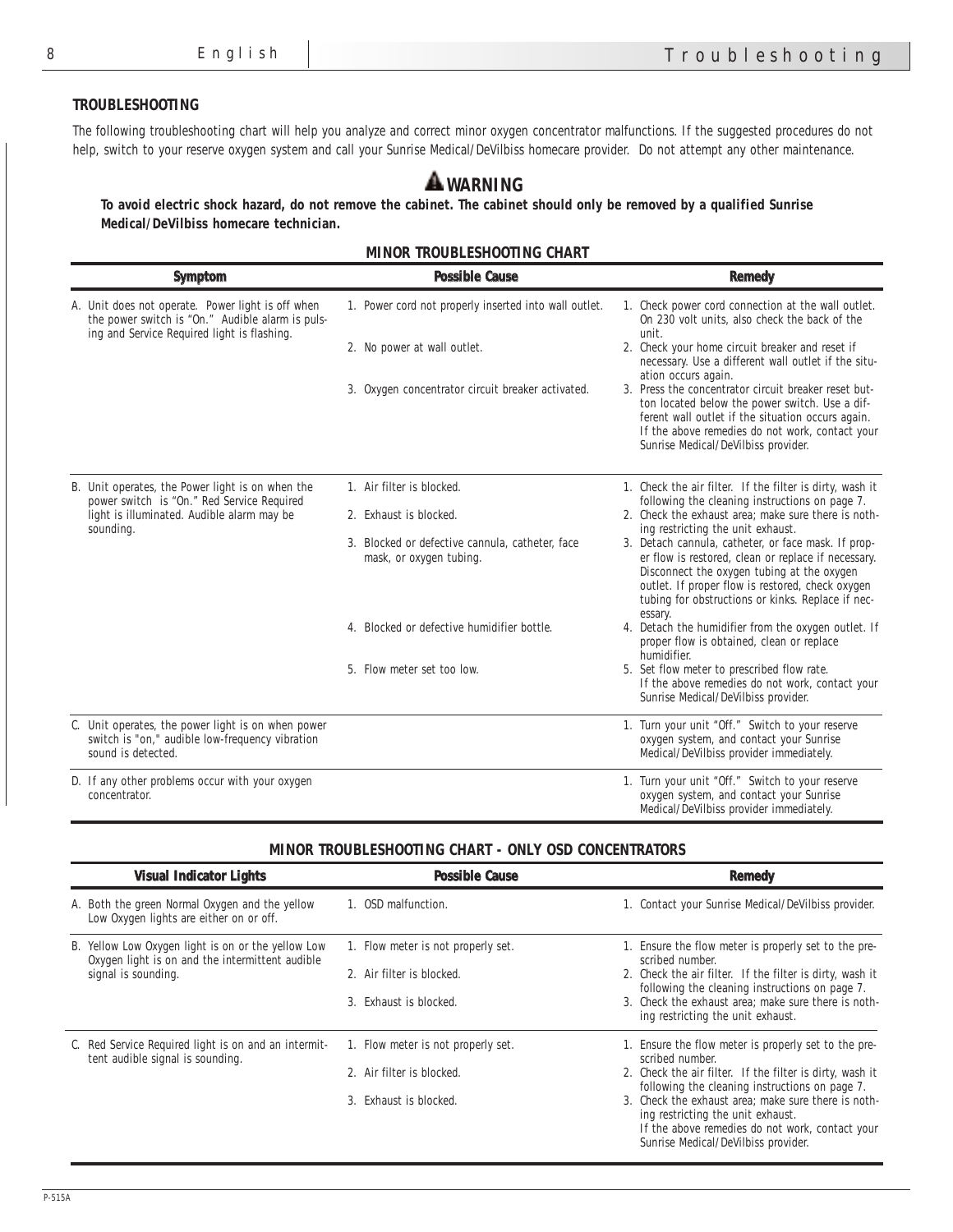## TROUBLESHOOTING

The following troubleshooting chart will help you analyze and correct minor oxygen concentrator malfunctions. If the suggested procedures do not help, switch to your reserve oxygen system and call your Sunrise Medical/DeVilbiss homecare provider. Do not attempt any other maintenance.

### ⚠ WARNING

**To avoid electric shock hazard, do not remove the cabinet. The cabinet should only be removed by a qualified Sunrise Medical/DeVilbiss homecare technician.**

**MINOR TROUBLESHOOTING CHART**

| Symptom | Possible Cause | Remedy |
|---|---|---|
| A. Unit does not operate. Power light is off when the power switch is "On." Audible alarm is pulsing and Service Required light is flashing. | 1. Power cord not properly inserted into wall outlet. | 1. Check power cord connection at the wall outlet. On 230 volt units, also check the back of the unit. |
| | 2. No power at wall outlet. | 2. Check your home circuit breaker and reset if necessary. Use a different wall outlet if the situation occurs again. |
| | 3. Oxygen concentrator circuit breaker activated. | 3. Press the concentrator circuit breaker reset button located below the power switch. Use a different wall outlet if the situation occurs again. If the above remedies do not work, contact your Sunrise Medical/DeVilbiss provider. |
| B. Unit operates, the Power light is on when the power switch is "On." Red Service Required light is illuminated. Audible alarm may be sounding. | 1. Air filter is blocked. | 1. Check the air filter. If the filter is dirty, wash it following the cleaning instructions on page 7. |
| | 2. Exhaust is blocked. | 2. Check the exhaust area; make sure there is nothing restricting the unit exhaust. |
| | 3. Blocked or defective cannula, catheter, face mask, or oxygen tubing. | 3. Detach cannula, catheter, or face mask. If proper flow is restored, clean or replace if necessary. Disconnect the oxygen tubing at the oxygen outlet. If proper flow is restored, check oxygen tubing for obstructions or kinks. Replace if necessary. |
| | 4. Blocked or defective humidifier bottle. | 4. Detach the humidifier from the oxygen outlet. If proper flow is obtained, clean or replace humidifier. |
| | 5. Flow meter set too low. | 5. Set flow meter to prescribed flow rate. If the above remedies do not work, contact your Sunrise Medical/DeVilbiss provider. |
| C. Unit operates, the power light is on when power switch is "on," audible low-frequency vibration sound is detected. | | 1. Turn your unit "Off." Switch to your reserve oxygen system, and contact your Sunrise Medical/DeVilbiss provider immediately. |
| D. If any other problems occur with your oxygen concentrator. | | 1. Turn your unit "Off." Switch to your reserve oxygen system, and contact your Sunrise Medical/DeVilbiss provider immediately. |

**MINOR TROUBLESHOOTING CHART - ONLY OSD CONCENTRATORS**

| Visual Indicator Lights | Possible Cause | Remedy |
|---|---|---|
| A. Both the green Normal Oxygen and the yellow Low Oxygen lights are either on or off. | 1. OSD malfunction. | 1. Contact your Sunrise Medical/DeVilbiss provider. |
| B. Yellow Low Oxygen light is on or the yellow Low Oxygen light is on and the intermittent audible signal is sounding. | 1. Flow meter is not properly set. | 1. Ensure the flow meter is properly set to the prescribed number. |
| | 2. Air filter is blocked. | 2. Check the air filter. If the filter is dirty, wash it following the cleaning instructions on page 7. |
| | 3. Exhaust is blocked. | 3. Check the exhaust area; make sure there is nothing restricting the unit exhaust. |
| C. Red Service Required light is on and an intermittent audible signal is sounding. | 1. Flow meter is not properly set. | 1. Ensure the flow meter is properly set to the prescribed number. |
| | 2. Air filter is blocked. | 2. Check the air filter. If the filter is dirty, wash it following the cleaning instructions on page 7. |
| | 3. Exhaust is blocked. | 3. Check the exhaust area; make sure there is nothing restricting the unit exhaust. If the above remedies do not work, contact your Sunrise Medical/DeVilbiss provider. |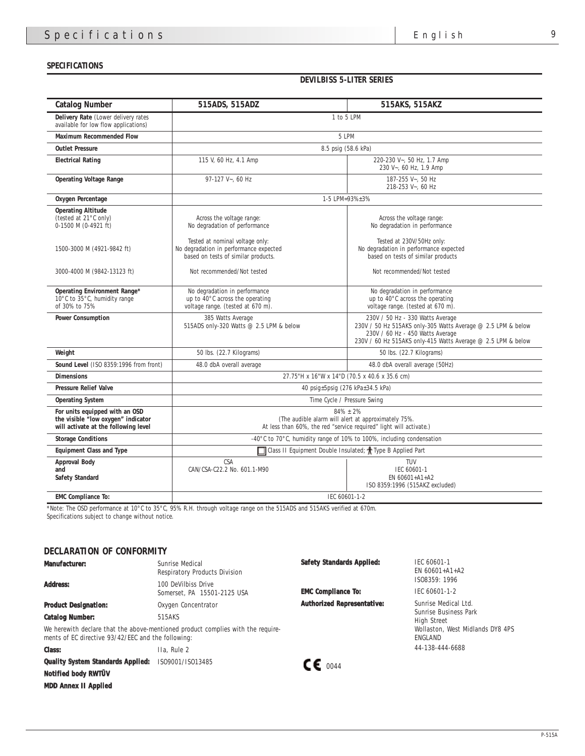## SPECIFICATIONS

### DEVILBISS 5-LITER SERIES

| Catalog Number | 515ADS, 515ADZ | 515AKS, 515AKZ |
|---|---|---|
| **Delivery Rate** (Lower delivery rates available for low flow applications) | 1 to 5 LPM | |
| **Maximum Recommended Flow** | 5 LPM | |
| **Outlet Pressure** | 8.5 psig (58.6 kPa) | |
| **Electrical Rating** | 115 V, 60 Hz, 4.1 Amp | 220-230 V~, 50 Hz, 1.7 Amp<br>230 V~, 60 Hz, 1.9 Amp |
| **Operating Voltage Range** | 97-127 V~, 60 Hz | 187-255 V~, 50 Hz<br>218-253 V~, 60 Hz |
| **Oxygen Percentage** | 1-5 LPM=93%±3% | |
| **Operating Altitude** (tested at 21°C only)<br>0-1500 M (0-4921 ft) | Across the voltage range:<br>No degradation of performance | Across the voltage range:<br>No degradation in performance |
| 1500-3000 M (4921-9842 ft) | Tested at nominal voltage only:<br>No degradation in performance expected based on tests of similar products. | Tested at 230V/50Hz only:<br>No degradation in performance expected based on tests of similar products |
| 3000-4000 M (9842-13123 ft) | Not recommended/Not tested | Not recommended/Not tested |
| **Operating Environment Range*** 10°C to 35°C, humidity range of 30% to 75% | No degradation in performance up to 40°C across the operating voltage range. (tested at 670 m). | No degradation in performance up to 40°C across the operating voltage range. (tested at 670 m). |
| **Power Consumption** | 385 Watts Average<br>515ADS only-320 Watts @ 2.5 LPM & below | 230V / 50 Hz - 330 Watts Average<br>230V / 50 Hz 515AKS only-305 Watts Average @ 2.5 LPM & below<br>230V / 60 Hz - 450 Watts Average<br>230V / 60 Hz 515AKS only-415 Watts Average @ 2.5 LPM & below |
| **Weight** | 50 lbs. (22.7 Kilograms) | 50 lbs. (22.7 Kilograms) |
| **Sound Level** (ISO 8359:1996 from front) | 48.0 dbA overall average | 48.0 dbA overall average (50Hz) |
| **Dimensions** | 27.75"H x 16"W x 14"D (70.5 x 40.6 x 35.6 cm) | |
| **Pressure Relief Valve** | 40 psig±5psig (276 kPa±34.5 kPa) | |
| **Operating System** | Time Cycle / Pressure Swing | |
| **For units equipped with an OSD the visible "low oxygen" indicator will activate at the following level** | 84% ± 2%<br>(The audible alarm will alert at approximately 75%.<br>At less than 60%, the red "service required" light will activate.) | |
| **Storage Conditions** | -40°C to 70°C, humidity range of 10% to 100%, including condensation | |
| **Equipment Class and Type** | Class II Equipment Double Insulated; Type B Applied Part | |
| **Approval Body and Safety Standard** | CSA<br>CAN/CSA-C22.2 No. 601.1-M90 | TUV<br>IEC 60601-1<br>EN 60601+A1+A2<br>ISO 8359:1996 (515AKZ excluded) |
| **EMC Compliance To:** | IEC 60601-1-2 | |

*Note: The OSD performance at 10°C to 35°C, 95% R.H. through voltage range on the 515ADS and 515AKS verified at 670m.
Specifications subject to change without notice.

## DECLARATION OF CONFORMITY

**Manufacturer:** Sunrise Medical Respiratory Products Division

**Address:** 100 DeVilbiss Drive Somerset, PA 15501-2125 USA

**Product Designation:** Oxygen Concentrator

**Catalog Number:** 515AKS

We herewith declare that the above-mentioned product complies with the requirements of EC directive 93/42/EEC and the following:

**Class:** IIa, Rule 2

**Quality System Standards Applied:** ISO9001/ISO13485

**Notified body RWTÜV**

**MDD Annex II Applied**

**Safety Standards Applied:** IEC 60601-1, EN 60601+A1+A2, ISO8359: 1996

**EMC Compliance To:** IEC 60601-1-2

**Authorized Representative:** Sunrise Medical Ltd. Sunrise Business Park High Street Wollaston, West Midlands DY8 4PS ENGLAND 44-138-444-6688

CE 0044

P-515A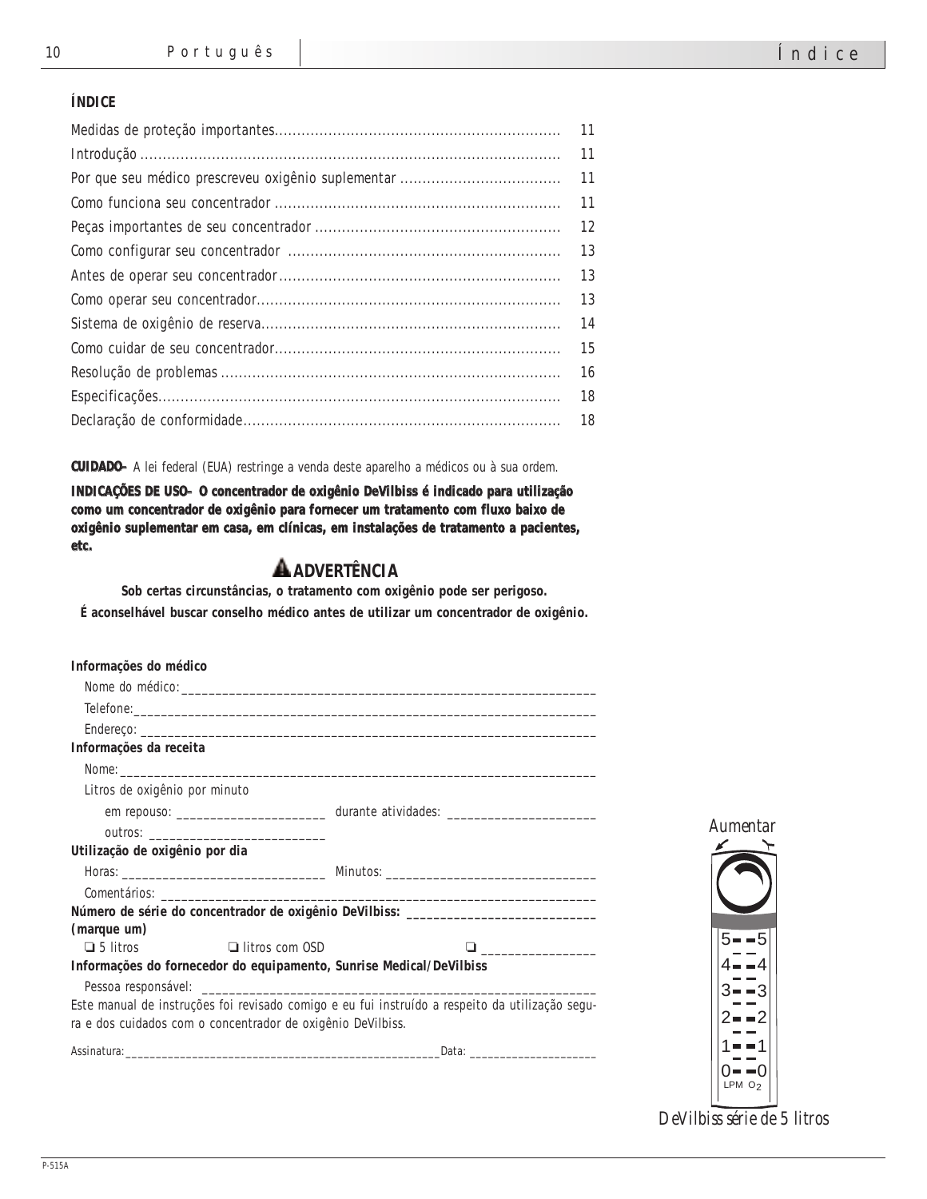## ÍNDICE

| | |
|---|---|
| Medidas de proteção importantes | 11 |
| Introdução | 11 |
| Por que seu médico prescreveu oxigênio suplementar | 11 |
| Como funciona seu concentrador | 11 |
| Peças importantes de seu concentrador | 12 |
| Como configurar seu concentrador | 13 |
| Antes de operar seu concentrador | 13 |
| Como operar seu concentrador | 13 |
| Sistema de oxigênio de reserva | 14 |
| Como cuidar de seu concentrador | 15 |
| Resolução de problemas | 16 |
| Especificações | 18 |
| Declaração de conformidade | 18 |

**CUIDADO–** A lei federal (EUA) restringe a venda deste aparelho a médicos ou à sua ordem.

**INDICAÇÕES DE USO– O concentrador de oxigênio DeVilbiss é indicado para utilização como um concentrador de oxigênio para fornecer um tratamento com fluxo baixo de oxigênio suplementar em casa, em clínicas, em instalações de tratamento a pacientes, etc.**

### ⚠ ADVERTÊNCIA

**Sob certas circunstâncias, o tratamento com oxigênio pode ser perigoso.**

**É aconselhável buscar conselho médico antes de utilizar um concentrador de oxigênio.**

**Informações do médico**

Nome do médico: ____________________

Telefone: ____________________

Endereço: ____________________

**Informações da receita**

Nome: ____________________

Litros de oxigênio por minuto

em repouso: ____________________ durante atividades: ____________________

outros: ____________________

**Utilização de oxigênio por dia**

Horas: ____________________ Minutos: ____________________

Comentários: ____________________

**Número de série do concentrador de oxigênio DeVilbiss: ____________________**

**(marque um)**

❑ 5 litros ❑ litros com OSD ❑ ____________________

**Informações do fornecedor do equipamento, Sunrise Medical/DeVilbiss**

Pessoa responsável: ____________________

Este manual de instruções foi revisado comigo e eu fui instruído a respeito da utilização segura e dos cuidados com o concentrador de oxigênio DeVilbiss.

Assinatura: ____________________ Data: ____________________

*Aumentar*

5 4 3 2 1 0 LPM $O_2$

*DeVilbiss série de 5 litros*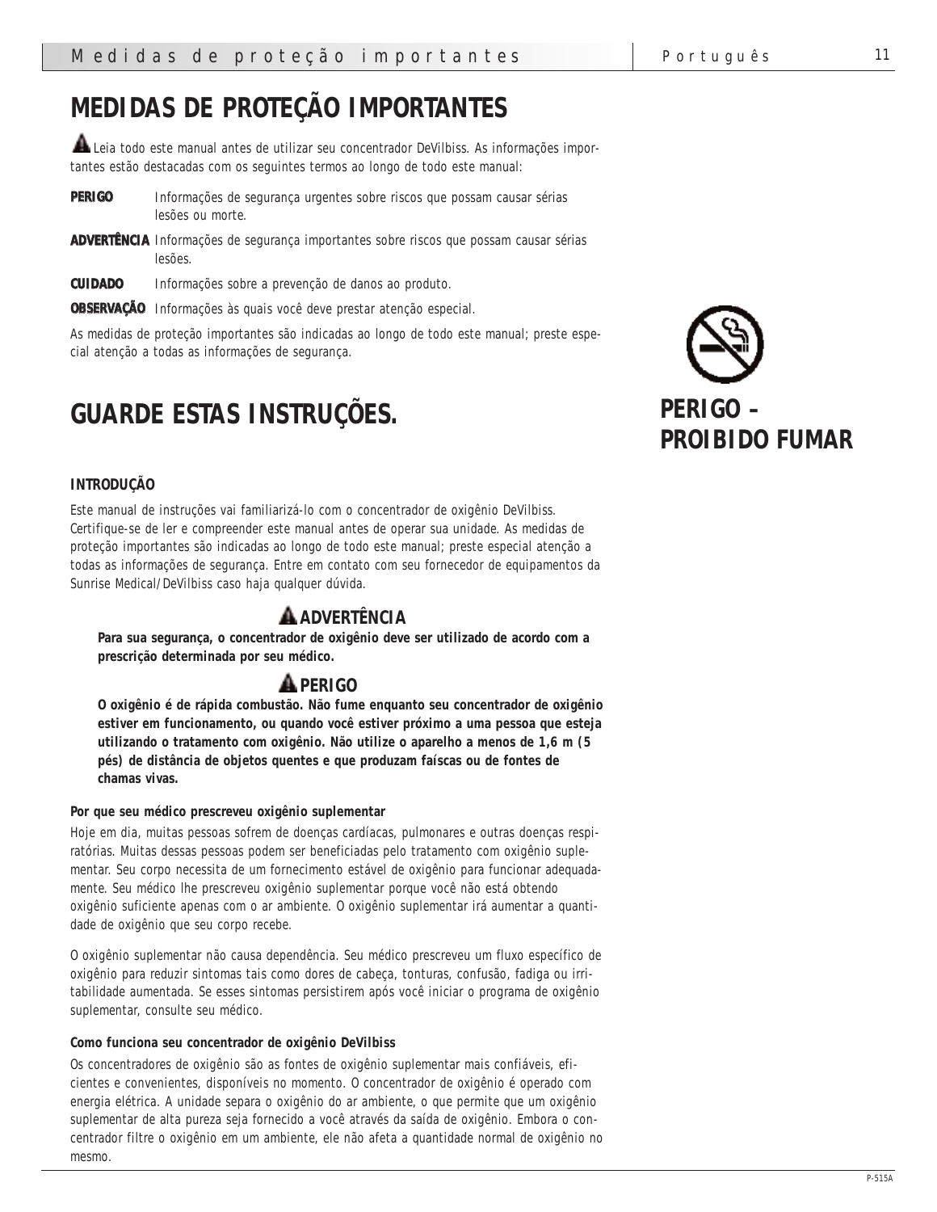# MEDIDAS DE PROTEÇÃO IMPORTANTES

⚠ Leia todo este manual antes de utilizar seu concentrador DeVilbiss. As informações importantes estão destacadas com os seguintes termos ao longo de todo este manual:

**PERIGO** Informações de segurança urgentes sobre riscos que possam causar sérias lesões ou morte.

**ADVERTÊNCIA** Informações de segurança importantes sobre riscos que possam causar sérias lesões.

**CUIDADO** Informações sobre a prevenção de danos ao produto.

**OBSERVAÇÃO** Informações às quais você deve prestar atenção especial.

As medidas de proteção importantes são indicadas ao longo de todo este manual; preste especial atenção a todas as informações de segurança.

# GUARDE ESTAS INSTRUÇÕES.

**PERIGO – PROIBIDO FUMAR**

**INTRODUÇÃO**

Este manual de instruções vai familiarizá-lo com o concentrador de oxigênio DeVilbiss. Certifique-se de ler e compreender este manual antes de operar sua unidade. As medidas de proteção importantes são indicadas ao longo de todo este manual; preste especial atenção a todas as informações de segurança. Entre em contato com seu fornecedor de equipamentos da Sunrise Medical/DeVilbiss caso haja qualquer dúvida.

### ⚠ ADVERTÊNCIA

**Para sua segurança, o concentrador de oxigênio deve ser utilizado de acordo com a prescrição determinada por seu médico.**

### ⚠ PERIGO

**O oxigênio é de rápida combustão. Não fume enquanto seu concentrador de oxigênio estiver em funcionamento, ou quando você estiver próximo a uma pessoa que esteja utilizando o tratamento com oxigênio. Não utilize o aparelho a menos de 1,6 m (5 pés) de distância de objetos quentes e que produzam faíscas ou de fontes de chamas vivas.**

**Por que seu médico prescreveu oxigênio suplementar**

Hoje em dia, muitas pessoas sofrem de doenças cardíacas, pulmonares e outras doenças respiratórias. Muitas dessas pessoas podem ser beneficiadas pelo tratamento com oxigênio suplementar. Seu corpo necessita de um fornecimento estável de oxigênio para funcionar adequadamente. Seu médico lhe prescreveu oxigênio suplementar porque você não está obtendo oxigênio suficiente apenas com o ar ambiente. O oxigênio suplementar irá aumentar a quantidade de oxigênio que seu corpo recebe.

O oxigênio suplementar não causa dependência. Seu médico prescreveu um fluxo específico de oxigênio para reduzir sintomas tais como dores de cabeça, tonturas, confusão, fadiga ou irritabilidade aumentada. Se esses sintomas persistirem após você iniciar o programa de oxigênio suplementar, consulte seu médico.

**Como funciona seu concentrador de oxigênio DeVilbiss**

Os concentradores de oxigênio são as fontes de oxigênio suplementar mais confiáveis, eficientes e convenientes, disponíveis no momento. O concentrador de oxigênio é operado com energia elétrica. A unidade separa o oxigênio do ar ambiente, o que permite que um oxigênio suplementar de alta pureza seja fornecido a você através da saída de oxigênio. Embora o concentrador filtre o oxigênio em um ambiente, ele não afeta a quantidade normal de oxigênio no mesmo.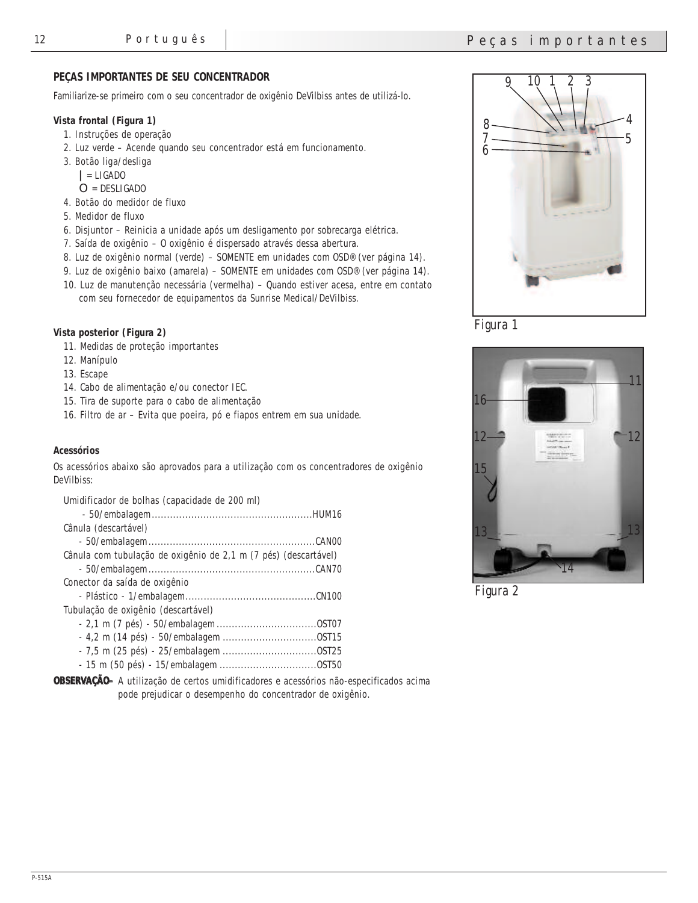## PEÇAS IMPORTANTES DE SEU CONCENTRADOR

Familiarize-se primeiro com o seu concentrador de oxigênio DeVilbiss antes de utilizá-lo.

### Vista frontal (Figura 1)

1. Instruções de operação
2. Luz verde – Acende quando seu concentrador está em funcionamento.
3. Botão liga/desliga
   - **|** = LIGADO
   - O = DESLIGADO
4. Botão do medidor de fluxo
5. Medidor de fluxo
6. Disjuntor – Reinicia a unidade após um desligamento por sobrecarga elétrica.
7. Saída de oxigênio – O oxigênio é dispersado através dessa abertura.
8. Luz de oxigênio normal (verde) – SOMENTE em unidades com OSD® (ver página 14).
9. Luz de oxigênio baixo (amarela) – SOMENTE em unidades com OSD® (ver página 14).
10. Luz de manutenção necessária (vermelha) – Quando estiver acesa, entre em contato com seu fornecedor de equipamentos da Sunrise Medical/DeVilbiss.

### Vista posterior (Figura 2)

11. Medidas de proteção importantes
12. Manípulo
13. Escape
14. Cabo de alimentação e/ou conector IEC.
15. Tira de suporte para o cabo de alimentação
16. Filtro de ar – Evita que poeira, pó e fiapos entrem em sua unidade.

### Acessórios

Os acessórios abaixo são aprovados para a utilização com os concentradores de oxigênio DeVilbiss:

Umidificador de bolhas (capacidade de 200 ml)
- 50/embalagem ........................................HUM16

Cânula (descartável)
- 50/embalagem ........................................CAN00

Cânula com tubulação de oxigênio de 2,1 m (7 pés) (descartável)
- 50/embalagem ........................................CAN70

Conector da saída de oxigênio
- Plástico - 1/embalagem ..............................CN100

Tubulação de oxigênio (descartável)
- 2,1 m (7 pés) - 50/embalagem ......................OST07
- 4,2 m (14 pés) - 50/embalagem ....................OST15
- 7,5 m (25 pés) - 25/embalagem ....................OST25
- 15 m (50 pés) - 15/embalagem ......................OST50

**OBSERVAÇÃO–** A utilização de certos umidificadores e acessórios não-especificados acima pode prejudicar o desempenho do concentrador de oxigênio.

Figura 1

Figura 2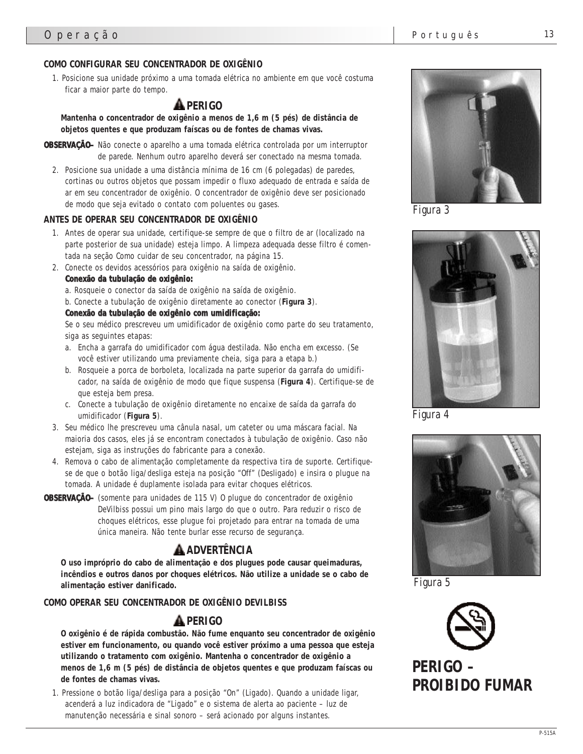## COMO CONFIGURAR SEU CONCENTRADOR DE OXIGÊNIO

1. Posicione sua unidade próximo a uma tomada elétrica no ambiente em que você costuma ficar a maior parte do tempo.

### ⚠ PERIGO

**Mantenha o concentrador de oxigênio a menos de 1,6 m (5 pés) de distância de objetos quentes e que produzam faíscas ou de fontes de chamas vivas.**

**OBSERVAÇÃO–** Não conecte o aparelho a uma tomada elétrica controlada por um interruptor de parede. Nenhum outro aparelho deverá ser conectado na mesma tomada.

2. Posicione sua unidade a uma distância mínima de 16 cm (6 polegadas) de paredes, cortinas ou outros objetos que possam impedir o fluxo adequado de entrada e saída de ar em seu concentrador de oxigênio. O concentrador de oxigênio deve ser posicionado de modo que seja evitado o contato com poluentes ou gases.

## ANTES DE OPERAR SEU CONCENTRADOR DE OXIGÊNIO

1. Antes de operar sua unidade, certifique-se sempre de que o filtro de ar (localizado na parte posterior de sua unidade) esteja limpo. A limpeza adequada desse filtro é comentada na seção Como cuidar de seu concentrador, na página 15.
2. Conecte os devidos acessórios para oxigênio na saída de oxigênio.

   **Conexão da tubulação de oxigênio:**

   a. Rosqueie o conector da saída de oxigênio na saída de oxigênio.

   b. Conecte a tubulação de oxigênio diretamente ao conector (**Figura 3**).

   **Conexão da tubulação de oxigênio com umidificação:**

   Se o seu médico prescreveu um umidificador de oxigênio como parte do seu tratamento, siga as seguintes etapas:

   a. Encha a garrafa do umidificador com água destilada. Não encha em excesso. (Se você estiver utilizando uma previamente cheia, siga para a etapa b.)

   b. Rosqueie a porca de borboleta, localizada na parte superior da garrafa do umidificador, na saída de oxigênio de modo que fique suspensa (**Figura 4**). Certifique-se de que esteja bem presa.

   c. Conecte a tubulação de oxigênio diretamente no encaixe de saída da garrafa do umidificador (**Figura 5**).
3. Seu médico lhe prescreveu uma cânula nasal, um cateter ou uma máscara facial. Na maioria dos casos, eles já se encontram conectados à tubulação de oxigênio. Caso não estejam, siga as instruções do fabricante para a conexão.
4. Remova o cabo de alimentação completamente da respectiva tira de suporte. Certifique-se de que o botão liga/desliga esteja na posição "Off" (Desligado) e insira o plugue na tomada. A unidade é duplamente isolada para evitar choques elétricos.

**OBSERVAÇÃO–** (somente para unidades de 115 V) O plugue do concentrador de oxigênio DeVilbiss possui um pino mais largo do que o outro. Para reduzir o risco de choques elétricos, esse plugue foi projetado para entrar na tomada de uma única maneira. Não tente burlar esse recurso de segurança.

### ⚠ ADVERTÊNCIA

**O uso impróprio do cabo de alimentação e dos plugues pode causar queimaduras, incêndios e outros danos por choques elétricos. Não utilize a unidade se o cabo de alimentação estiver danificado.**

## COMO OPERAR SEU CONCENTRADOR DE OXIGÊNIO DEVILBISS

### ⚠ PERIGO

**O oxigênio é de rápida combustão. Não fume enquanto seu concentrador de oxigênio estiver em funcionamento, ou quando você estiver próximo a uma pessoa que esteja utilizando o tratamento com oxigênio. Mantenha o concentrador de oxigênio a menos de 1,6 m (5 pés) de distância de objetos quentes e que produzam faíscas ou de fontes de chamas vivas.**

1. Pressione o botão liga/desliga para a posição "On" (Ligado). Quando a unidade ligar, acenderá a luz indicadora de "Ligado" e o sistema de alerta ao paciente – luz de manutenção necessária e sinal sonoro – será acionado por alguns instantes.

Figura 3

Figura 4

Figura 5

**PERIGO – PROIBIDO FUMAR**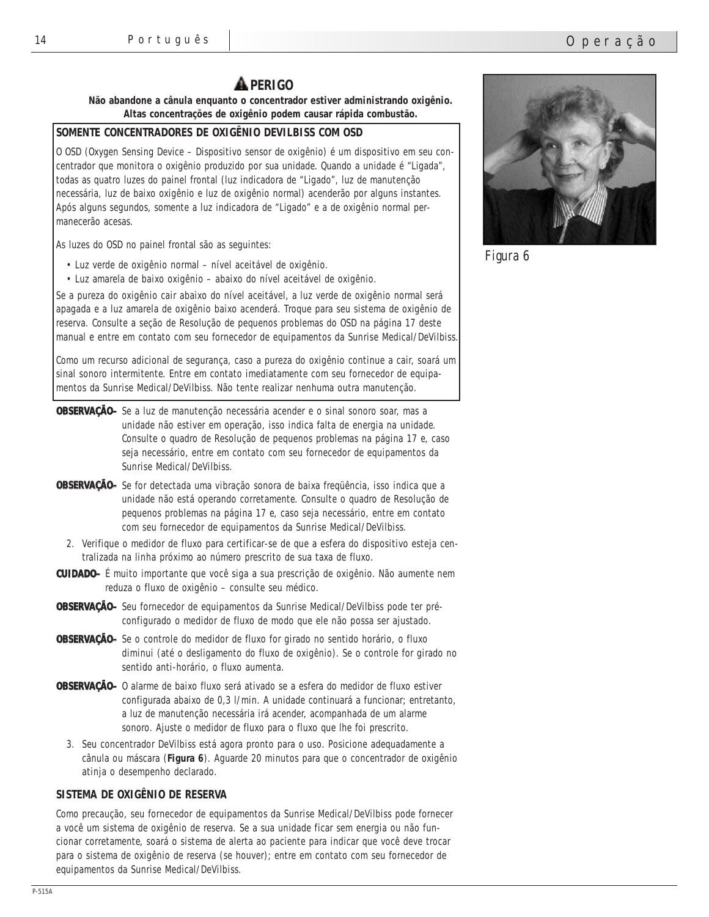## ⚠ PERIGO

**Não abandone a cânula enquanto o concentrador estiver administrando oxigênio. Altas concentrações de oxigênio podem causar rápida combustão.**

**SOMENTE CONCENTRADORES DE OXIGÊNIO DEVILBISS COM OSD**

O OSD (Oxygen Sensing Device – Dispositivo sensor de oxigênio) é um dispositivo em seu concentrador que monitora o oxigênio produzido por sua unidade. Quando a unidade é "Ligada", todas as quatro luzes do painel frontal (luz indicadora de "Ligado", luz de manutenção necessária, luz de baixo oxigênio e luz de oxigênio normal) acenderão por alguns instantes. Após alguns segundos, somente a luz indicadora de "Ligado" e a de oxigênio normal permanecerão acesas.

As luzes do OSD no painel frontal são as seguintes:

- Luz verde de oxigênio normal – nível aceitável de oxigênio.
- Luz amarela de baixo oxigênio – abaixo do nível aceitável de oxigênio.

Se a pureza do oxigênio cair abaixo do nível aceitável, a luz verde de oxigênio normal será apagada e a luz amarela de oxigênio baixo acenderá. Troque para seu sistema de oxigênio de reserva. Consulte a seção de Resolução de pequenos problemas do OSD na página 17 deste manual e entre em contato com seu fornecedor de equipamentos da Sunrise Medical/DeVilbiss.

Como um recurso adicional de segurança, caso a pureza do oxigênio continue a cair, soará um sinal sonoro intermitente. Entre em contato imediatamente com seu fornecedor de equipamentos da Sunrise Medical/DeVilbiss. Não tente realizar nenhuma outra manutenção.

**OBSERVAÇÃO–** Se a luz de manutenção necessária acender e o sinal sonoro soar, mas a unidade não estiver em operação, isso indica falta de energia na unidade. Consulte o quadro de Resolução de pequenos problemas na página 17 e, caso seja necessário, entre em contato com seu fornecedor de equipamentos da Sunrise Medical/DeVilbiss.

**OBSERVAÇÃO–** Se for detectada uma vibração sonora de baixa freqüência, isso indica que a unidade não está operando corretamente. Consulte o quadro de Resolução de pequenos problemas na página 17 e, caso seja necessário, entre em contato com seu fornecedor de equipamentos da Sunrise Medical/DeVilbiss.

2. Verifique o medidor de fluxo para certificar-se de que a esfera do dispositivo esteja centralizada na linha próximo ao número prescrito de sua taxa de fluxo.

**CUIDADO–** É muito importante que você siga a sua prescrição de oxigênio. Não aumente nem reduza o fluxo de oxigênio – consulte seu médico.

**OBSERVAÇÃO–** Seu fornecedor de equipamentos da Sunrise Medical/DeVilbiss pode ter pré-configurado o medidor de fluxo de modo que ele não possa ser ajustado.

**OBSERVAÇÃO–** Se o controle do medidor de fluxo for girado no sentido horário, o fluxo diminui (até o desligamento do fluxo de oxigênio). Se o controle for girado no sentido anti-horário, o fluxo aumenta.

**OBSERVAÇÃO–** O alarme de baixo fluxo será ativado se a esfera do medidor de fluxo estiver configurada abaixo de 0,3 l/min. A unidade continuará a funcionar; entretanto, a luz de manutenção necessária irá acender, acompanhada de um alarme sonoro. Ajuste o medidor de fluxo para o fluxo que lhe foi prescrito.

3. Seu concentrador DeVilbiss está agora pronto para o uso. Posicione adequadamente a cânula ou máscara (**Figura 6**). Aguarde 20 minutos para que o concentrador de oxigênio atinja o desempenho declarado.

Figura 6

### SISTEMA DE OXIGÊNIO DE RESERVA

Como precaução, seu fornecedor de equipamentos da Sunrise Medical/DeVilbiss pode fornecer a você um sistema de oxigênio de reserva. Se a sua unidade ficar sem energia ou não funcionar corretamente, soará o sistema de alerta ao paciente para indicar que você deve trocar para o sistema de oxigênio de reserva (se houver); entre em contato com seu fornecedor de equipamentos da Sunrise Medical/DeVilbiss.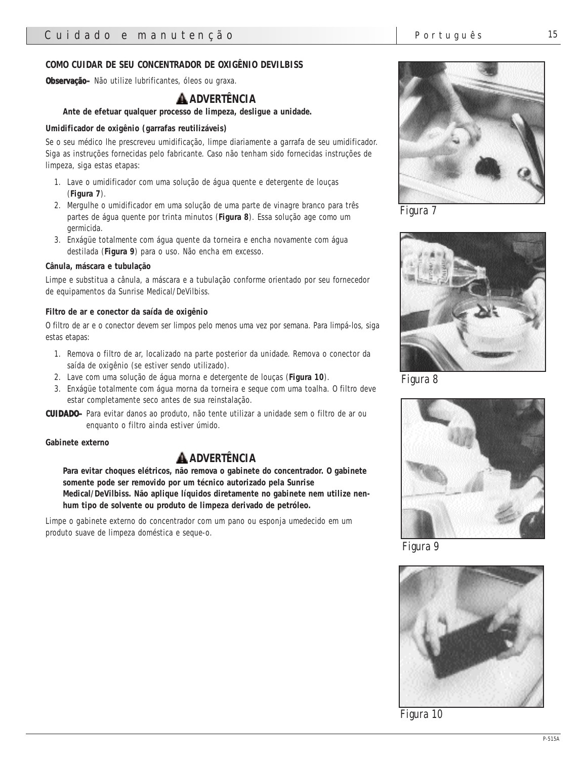## COMO CUIDAR DE SEU CONCENTRADOR DE OXIGÊNIO DEVILBISS

**Observação–** Não utilize lubrificantes, óleos ou graxa.

### ⚠ ADVERTÊNCIA

**Ante de efetuar qualquer processo de limpeza, desligue a unidade.**

**Umidificador de oxigênio (garrafas reutilizáveis)**

Se o seu médico lhe prescreveu umidificação, limpe diariamente a garrafa de seu umidificador. Siga as instruções fornecidas pelo fabricante. Caso não tenham sido fornecidas instruções de limpeza, siga estas etapas:

1. Lave o umidificador com uma solução de água quente e detergente de louças (**Figura 7**).
2. Mergulhe o umidificador em uma solução de uma parte de vinagre branco para três partes de água quente por trinta minutos (**Figura 8**). Essa solução age como um germicida.
3. Enxágüe totalmente com água quente da torneira e encha novamente com água destilada (**Figura 9**) para o uso. Não encha em excesso.

**Cânula, máscara e tubulação**

Limpe e substitua a cânula, a máscara e a tubulação conforme orientado por seu fornecedor de equipamentos da Sunrise Medical/DeVilbiss.

**Filtro de ar e conector da saída de oxigênio**

O filtro de ar e o conector devem ser limpos pelo menos uma vez por semana. Para limpá-los, siga estas etapas:

1. Remova o filtro de ar, localizado na parte posterior da unidade. Remova o conector da saída de oxigênio (se estiver sendo utilizado).
2. Lave com uma solução de água morna e detergente de louças (**Figura 10**).
3. Enxágüe totalmente com água morna da torneira e seque com uma toalha. O filtro deve estar completamente seco antes de sua reinstalação.

**CUIDADO–** Para evitar danos ao produto, não tente utilizar a unidade sem o filtro de ar ou enquanto o filtro ainda estiver úmido.

**Gabinete externo**

### ⚠ ADVERTÊNCIA

**Para evitar choques elétricos, não remova o gabinete do concentrador. O gabinete somente pode ser removido por um técnico autorizado pela Sunrise Medical/DeVilbiss. Não aplique líquidos diretamente no gabinete nem utilize nenhum tipo de solvente ou produto de limpeza derivado de petróleo.**

Limpe o gabinete externo do concentrador com um pano ou esponja umedecido em um produto suave de limpeza doméstica e seque-o.

*Figura 7*

*Figura 8*

*Figura 9*

*Figura 10*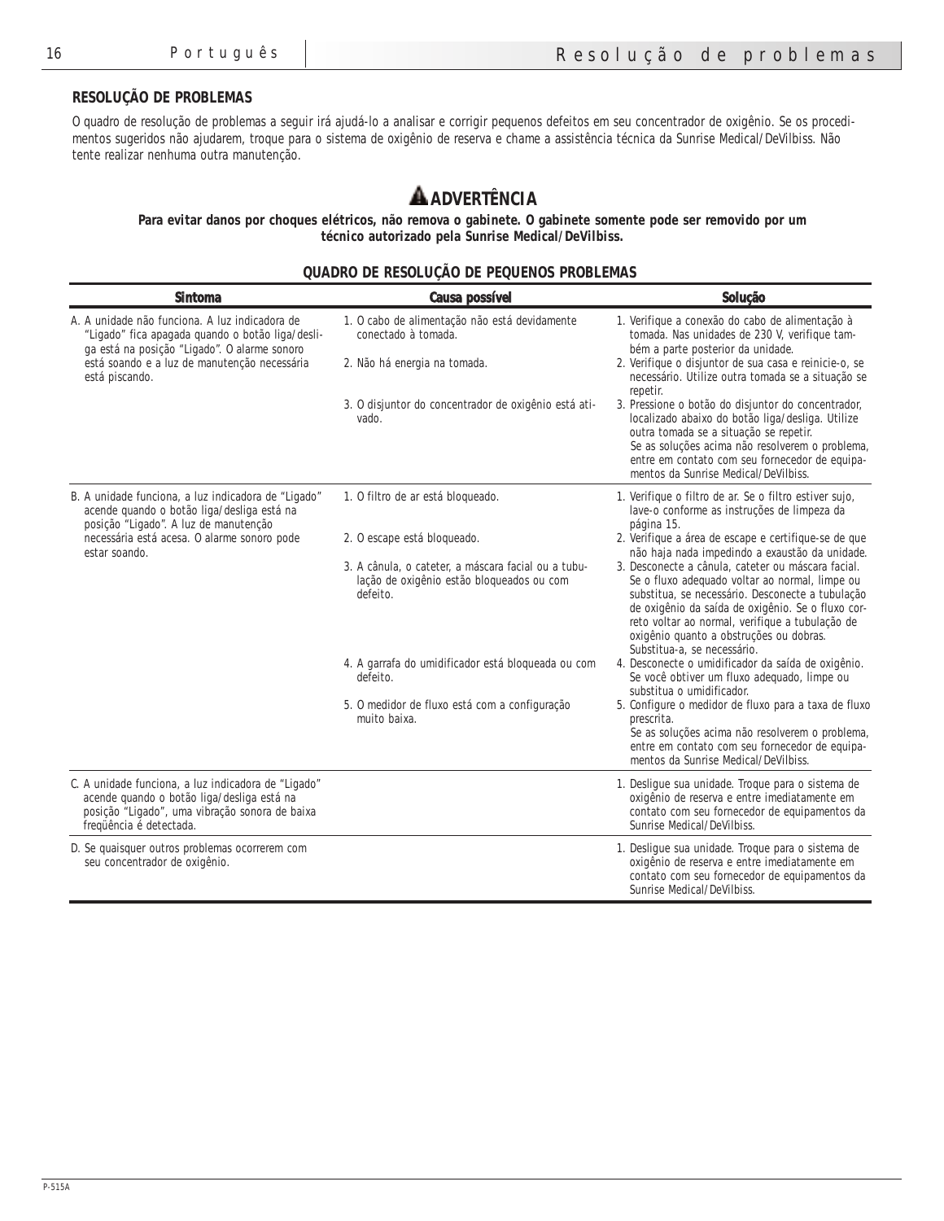## RESOLUÇÃO DE PROBLEMAS

O quadro de resolução de problemas a seguir irá ajudá-lo a analisar e corrigir pequenos defeitos em seu concentrador de oxigênio. Se os procedimentos sugeridos não ajudarem, troque para o sistema de oxigênio de reserva e chame a assistência técnica da Sunrise Medical/DeVilbiss. Não tente realizar nenhuma outra manutenção.

### ⚠ ADVERTÊNCIA

**Para evitar danos por choques elétricos, não remova o gabinete. O gabinete somente pode ser removido por um técnico autorizado pela Sunrise Medical/DeVilbiss.**

### QUADRO DE RESOLUÇÃO DE PEQUENOS PROBLEMAS

| Sintoma | Causa possível | Solução |
|---|---|---|
| A. A unidade não funciona. A luz indicadora de "Ligado" fica apagada quando o botão liga/desliga está na posição "Ligado". O alarme sonoro está soando e a luz de manutenção necessária está piscando. | 1. O cabo de alimentação não está devidamente conectado à tomada. | 1. Verifique a conexão do cabo de alimentação à tomada. Nas unidades de 230 V, verifique também a parte posterior da unidade. |
| | 2. Não há energia na tomada. | 2. Verifique o disjuntor de sua casa e reinicie-o, se necessário. Utilize outra tomada se a situação se repetir. |
| | 3. O disjuntor do concentrador de oxigênio está ativado. | 3. Pressione o botão do disjuntor do concentrador, localizado abaixo do botão liga/desliga. Utilize outra tomada se a situação se repetir. Se as soluções acima não resolverem o problema, entre em contato com seu fornecedor de equipamentos da Sunrise Medical/DeVilbiss. |
| B. A unidade funciona, a luz indicadora de "Ligado" acende quando o botão liga/desliga está na posição "Ligado". A luz de manutenção necessária está acesa. O alarme sonoro pode estar soando. | 1. O filtro de ar está bloqueado. | 1. Verifique o filtro de ar. Se o filtro estiver sujo, lave-o conforme as instruções de limpeza da página 15. |
| | 2. O escape está bloqueado. | 2. Verifique a área de escape e certifique-se de que não haja nada impedindo a exaustão da unidade. |
| | 3. A cânula, o cateter, a máscara facial ou a tubulação de oxigênio estão bloqueados ou com defeito. | 3. Desconecte a cânula, cateter ou máscara facial. Se o fluxo adequado voltar ao normal, limpe ou substitua, se necessário. Desconecte a tubulação de oxigênio da saída de oxigênio. Se o fluxo correto voltar ao normal, verifique a tubulação de oxigênio quanto a obstruções ou dobras. Substitua-a, se necessário. |
| | 4. A garrafa do umidificador está bloqueada ou com defeito. | 4. Desconecte o umidificador da saída de oxigênio. Se você obtiver um fluxo adequado, limpe ou substitua o umidificador. |
| | 5. O medidor de fluxo está com a configuração muito baixa. | 5. Configure o medidor de fluxo para a taxa de fluxo prescrita. Se as soluções acima não resolverem o problema, entre em contato com seu fornecedor de equipamentos da Sunrise Medical/DeVilbiss. |
| C. A unidade funciona, a luz indicadora de "Ligado" acende quando o botão liga/desliga está na posição "Ligado", uma vibração sonora de baixa freqüência é detectada. | | 1. Desligue sua unidade. Troque para o sistema de oxigênio de reserva e entre imediatamente em contato com seu fornecedor de equipamentos da Sunrise Medical/DeVilbiss. |
| D. Se quaisquer outros problemas ocorrerem com seu concentrador de oxigênio. | | 1. Desligue sua unidade. Troque para o sistema de oxigênio de reserva e entre imediatamente em contato com seu fornecedor de equipamentos da Sunrise Medical/DeVilbiss. |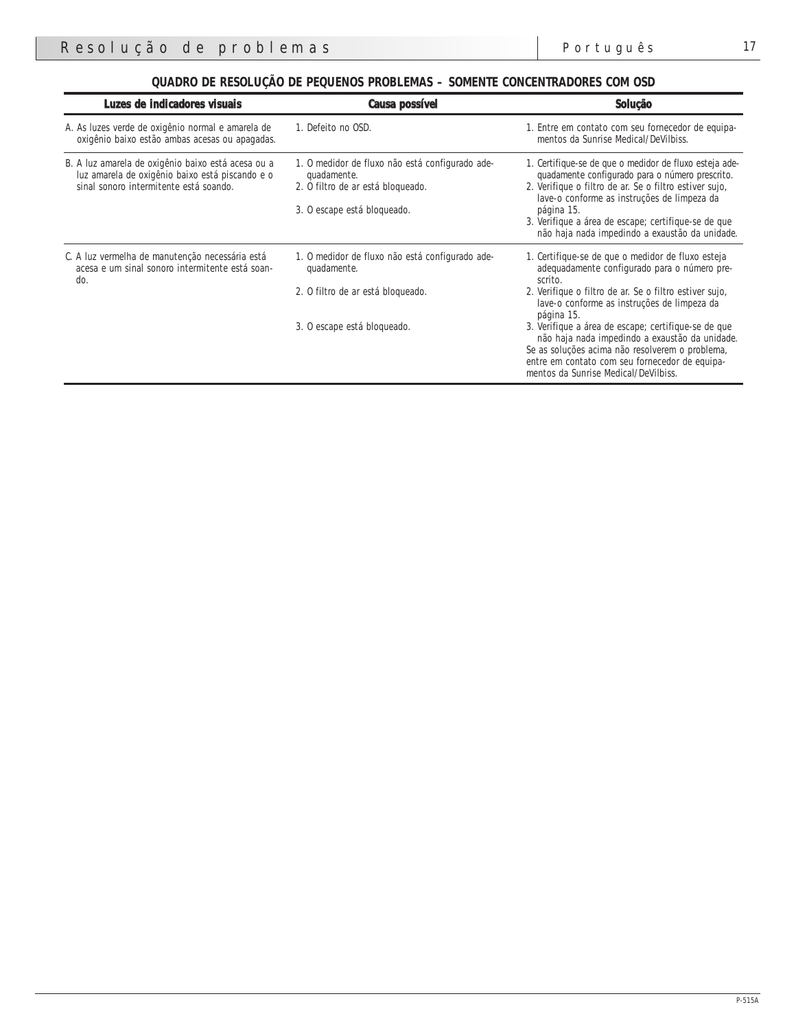## QUADRO DE RESOLUÇÃO DE PEQUENOS PROBLEMAS – SOMENTE CONCENTRADORES COM OSD

| Luzes de indicadores visuais | Causa possível | Solução |
|---|---|---|
| A. As luzes verde de oxigênio normal e amarela de oxigênio baixo estão ambas acesas ou apagadas. | 1. Defeito no OSD. | 1. Entre em contato com seu fornecedor de equipamentos da Sunrise Medical/DeVilbiss. |
| B. A luz amarela de oxigênio baixo está acesa ou a luz amarela de oxigênio baixo está piscando e o sinal sonoro intermitente está soando. | 1. O medidor de fluxo não está configurado adequadamente.<br>2. O filtro de ar está bloqueado.<br>3. O escape está bloqueado. | 1. Certifique-se de que o medidor de fluxo esteja adequadamente configurado para o número prescrito.<br>2. Verifique o filtro de ar. Se o filtro estiver sujo, lave-o conforme as instruções de limpeza da página 15.<br>3. Verifique a área de escape; certifique-se de que não haja nada impedindo a exaustão da unidade. |
| C. A luz vermelha de manutenção necessária está acesa e um sinal sonoro intermitente está soando. | 1. O medidor de fluxo não está configurado adequadamente.<br>2. O filtro de ar está bloqueado.<br>3. O escape está bloqueado. | 1. Certifique-se de que o medidor de fluxo esteja adequadamente configurado para o número prescrito.<br>2. Verifique o filtro de ar. Se o filtro estiver sujo, lave-o conforme as instruções de limpeza da página 15.<br>3. Verifique a área de escape; certifique-se de que não haja nada impedindo a exaustão da unidade.<br>Se as soluções acima não resolverem o problema, entre em contato com seu fornecedor de equipamentos da Sunrise Medical/DeVilbiss. |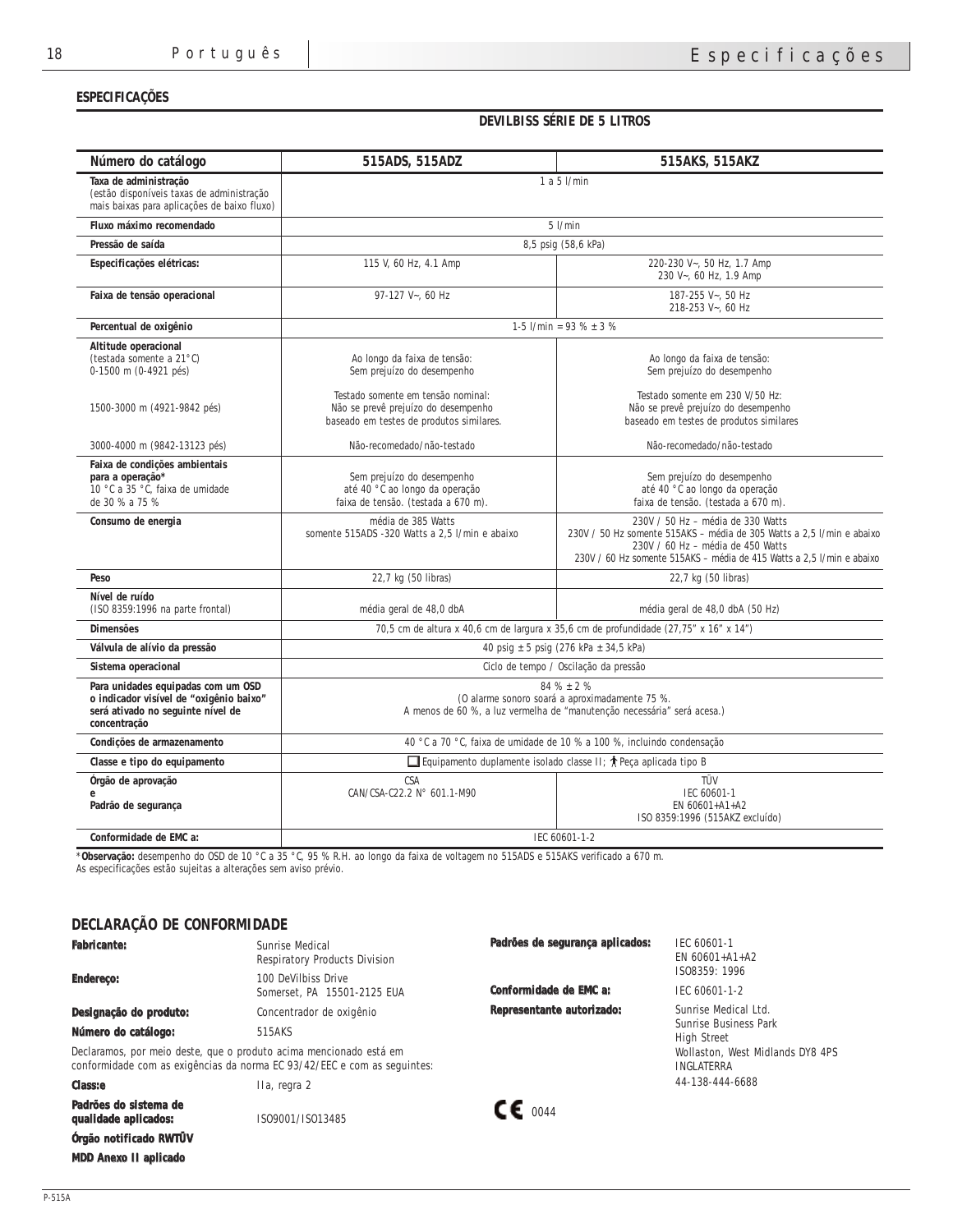## ESPECIFICAÇÕES

**DEVILBISS SÉRIE DE 5 LITROS**

| Número do catálogo | 515ADS, 515ADZ | 515AKS, 515AKZ |
|---|---|---|
| **Taxa de administração** (estão disponíveis taxas de administração mais baixas para aplicações de baixo fluxo) | 1 a 5 l/min | |
| **Fluxo máximo recomendado** | 5 l/min | |
| **Pressão de saída** | 8,5 psig (58,6 kPa) | |
| **Especificações elétricas:** | 115 V, 60 Hz, 4.1 Amp | 220-230 V~, 50 Hz, 1.7 Amp<br>230 V~, 60 Hz, 1.9 Amp |
| **Faixa de tensão operacional** | 97-127 V~, 60 Hz | 187-255 V~, 50 Hz<br>218-253 V~, 60 Hz |
| **Percentual de oxigênio** | 1-5 l/min = 93 % ± 3 % | |
| **Altitude operacional** (testada somente a 21°C)<br>0-1500 m (0-4921 pés) | Ao longo da faixa de tensão:<br>Sem prejuízo do desempenho | Ao longo da faixa de tensão:<br>Sem prejuízo do desempenho |
| 1500-3000 m (4921-9842 pés) | Testado somente em tensão nominal:<br>Não se prevê prejuízo do desempenho baseado em testes de produtos similares. | Testado somente em 230 V/50 Hz:<br>Não se prevê prejuízo do desempenho baseado em testes de produtos similares |
| 3000-4000 m (9842-13123 pés) | Não-recomedado/não-testado | Não-recomedado/não-testado |
| **Faixa de condições ambientais para a operação*** 10 °C a 35 °C, faixa de umidade de 30 % a 75 % | Sem prejuízo do desempenho até 40 °C ao longo da operação faixa de tensão. (testada a 670 m). | Sem prejuízo do desempenho até 40 °C ao longo da operação faixa de tensão. (testada a 670 m). |
| **Consumo de energia** | média de 385 Watts<br>somente 515ADS -320 Watts a 2,5 l/min e abaixo | 230V / 50 Hz – média de 330 Watts<br>230V / 50 Hz somente 515AKS – média de 305 Watts a 2,5 l/min e abaixo<br>230V / 60 Hz – média de 450 Watts<br>230V / 60 Hz somente 515AKS – média de 415 Watts a 2,5 l/min e abaixo |
| **Peso** | 22,7 kg (50 libras) | 22,7 kg (50 libras) |
| **Nível de ruído** (ISO 8359:1996 na parte frontal) | média geral de 48,0 dbA | média geral de 48,0 dbA (50 Hz) |
| **Dimensões** | 70,5 cm de altura x 40,6 cm de largura x 35,6 cm de profundidade (27,75" x 16" x 14") | |
| **Válvula de alívio da pressão** | 40 psig ± 5 psig (276 kPa ± 34,5 kPa) | |
| **Sistema operacional** | Ciclo de tempo / Oscilação da pressão | |
| **Para unidades equipadas com um OSD o indicador visível de "oxigênio baixo" será ativado no seguinte nível de concentração** | 84 % ± 2 %<br>(O alarme sonoro soará a aproximadamente 75 %.<br>A menos de 60 %, a luz vermelha de "manutenção necessária" será acesa.) | |
| **Condições de armazenamento** | 40 °C a 70 °C, faixa de umidade de 10 % a 100 %, incluindo condensação | |
| **Classe e tipo do equipamento** | ☐ Equipamento duplamente isolado classe II; Peça aplicada tipo B | |
| **Órgão de aprovação e Padrão de segurança** | CSA<br>CAN/CSA-C22.2 N° 601.1-M90 | TÜV<br>IEC 60601-1<br>EN 60601+A1+A2<br>ISO 8359:1996 (515AKZ excluído) |
| **Conformidade de EMC a:** | IEC 60601-1-2 | |

***Observação:** desempenho do OSD de 10 °C a 35 °C, 95 % R.H. ao longo da faixa de voltagem no 515ADS e 515AKS verificado a 670 m.
As especificações estão sujeitas a alterações sem aviso prévio.

## DECLARAÇÃO DE CONFORMIDADE

**Fabricante:** Sunrise Medical, Respiratory Products Division

**Endereço:** 100 DeVilbiss Drive, Somerset, PA 15501-2125 EUA

**Designação do produto:** Concentrador de oxigênio

**Número do catálogo:** 515AKS

Declaramos, por meio deste, que o produto acima mencionado está em conformidade com as exigências da norma EC 93/42/EEC e com as seguintes:

**Class:e** IIa, regra 2

**Padrões do sistema de qualidade aplicados:** ISO9001/ISO13485

**Órgão notificado RWTÜV**

**MDD Anexo II aplicado**

**Padrões de segurança aplicados:** IEC 60601-1, EN 60601+A1+A2, ISO8359: 1996

**Conformidade de EMC a:** IEC 60601-1-2

**Representante autorizado:** Sunrise Medical Ltd., Sunrise Business Park, High Street, Wollaston, West Midlands DY8 4PS, INGLATERRA, 44-138-444-6688

CE 0044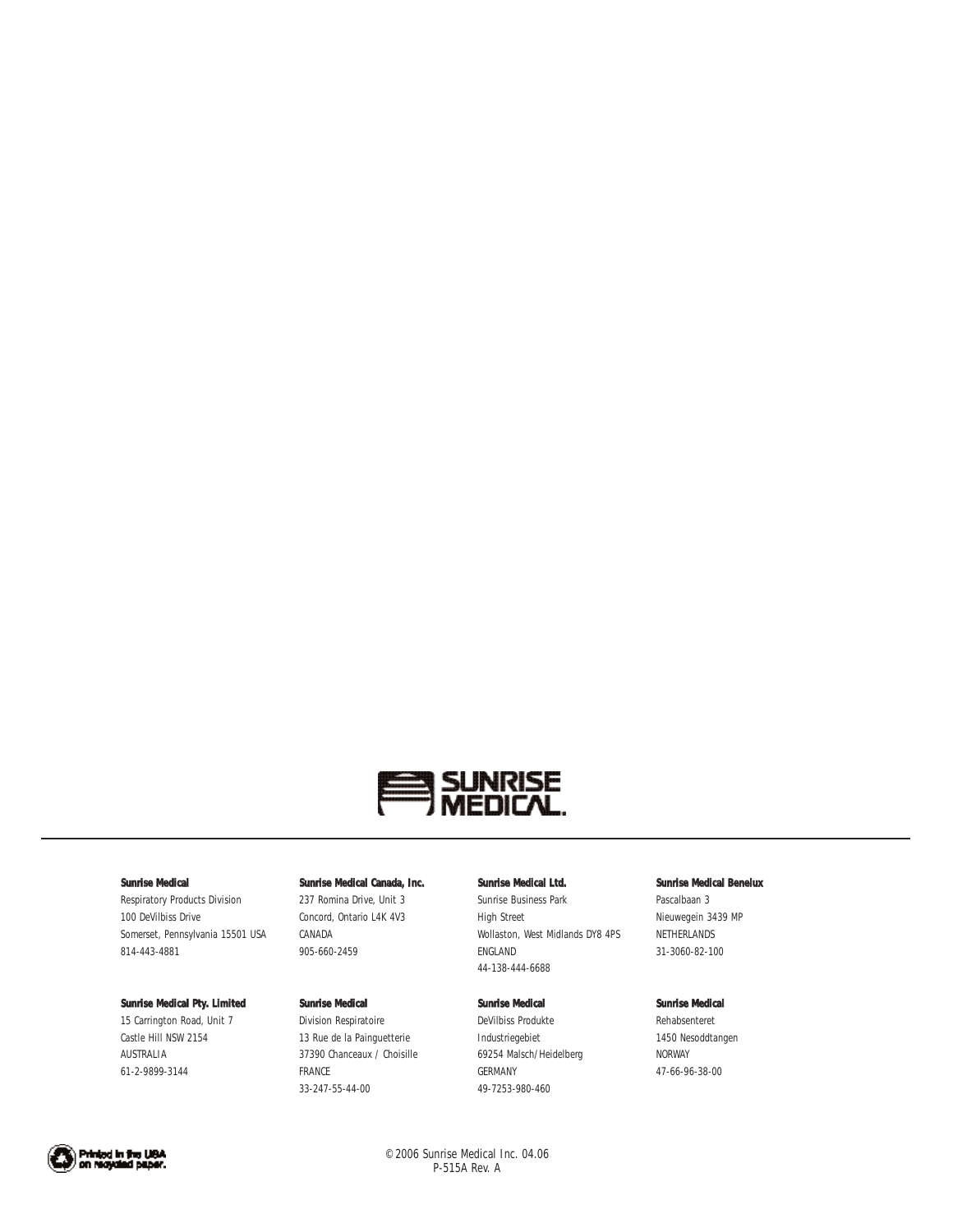SUNRISE MEDICAL.

**Sunrise Medical**
Respiratory Products Division
100 DeVilbiss Drive
Somerset, Pennsylvania 15501 USA
814-443-4881

**Sunrise Medical Canada, Inc.**
237 Romina Drive, Unit 3
Concord, Ontario L4K 4V3
CANADA
905-660-2459

**Sunrise Medical Ltd.**
Sunrise Business Park
High Street
Wollaston, West Midlands DY8 4PS
ENGLAND
44-138-444-6688

**Sunrise Medical Benelux**
Pascalbaan 3
Nieuwegein 3439 MP
NETHERLANDS
31-3060-82-100

**Sunrise Medical Pty. Limited**
15 Carrington Road, Unit 7
Castle Hill NSW 2154
AUSTRALIA
61-2-9899-3144

**Sunrise Medical**
Division Respiratoire
13 Rue de la Painguetterie
37390 Chanceaux / Choisille
FRANCE
33-247-55-44-00

**Sunrise Medical**
DeVilbiss Produkte
Industriegebiet
69254 Malsch/Heidelberg
GERMANY
49-7253-980-460

**Sunrise Medical**
Rehabsenteret
1450 Nesoddtangen
NORWAY
47-66-96-38-00

Printed in the USA on recycled paper.

© 2006 Sunrise Medical Inc. 04.06
P-515A Rev. A